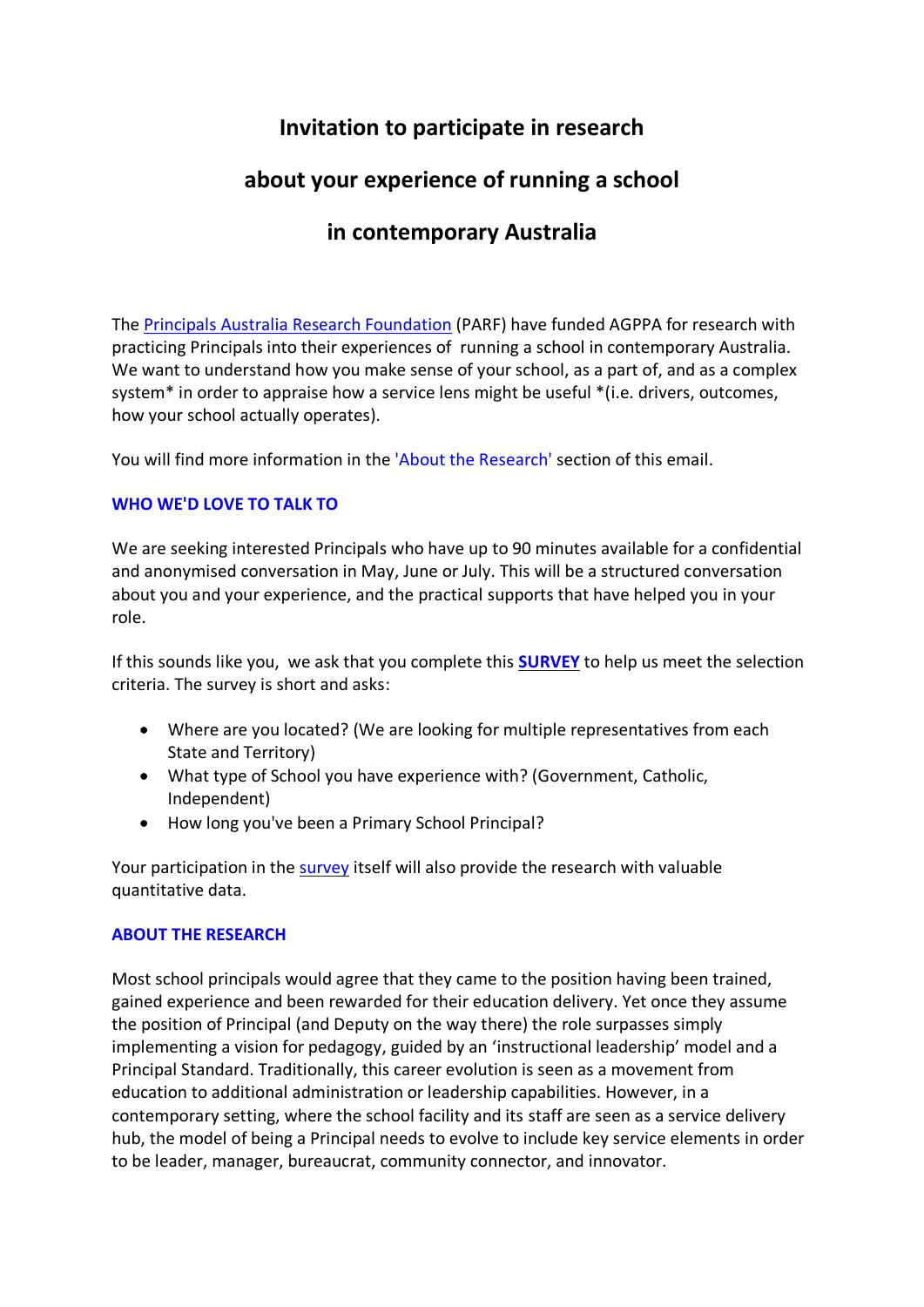# Invitation to participate in research about your experience of running a school in contemporary Australia

The Principals Australia Research Foundation (PARF) have funded AGPPA for research with practicing Principals into their experiences of running a school in contemporary Australia. We want to understand how you make sense of your school, as a part of, and as a complex system* in order to appraise how a service lens might be useful *(i.e. drivers, outcomes, how your school actually operates).

You will find more information in the 'About the Research' section of this email.

### WHO WE'D LOVE TO TALK TO

We are seeking interested Principals who have up to 90 minutes available for a confidential and anonymised conversation in May, June or July. This will be a structured conversation about you and your experience, and the practical supports that have helped you in your role.

If this sounds like you, we ask that you complete this **SURVEY** to help us meet the selection criteria. The survey is short and asks:

- Where are you located? (We are looking for multiple representatives from each State and Territory)
- What type of School you have experience with? (Government, Catholic, Independent)
- How long you've been a Primary School Principal?

Your participation in the survey itself will also provide the research with valuable quantitative data.

### ABOUT THE RESEARCH

Most school principals would agree that they came to the position having been trained, gained experience and been rewarded for their education delivery. Yet once they assume the position of Principal (and Deputy on the way there) the role surpasses simply implementing a vision for pedagogy, guided by an 'instructional leadership' model and a Principal Standard. Traditionally, this career evolution is seen as a movement from education to additional administration or leadership capabilities. However, in a contemporary setting, where the school facility and its staff are seen as a service delivery hub, the model of being a Principal needs to evolve to include key service elements in order to be leader, manager, bureaucrat, community connector, and innovator.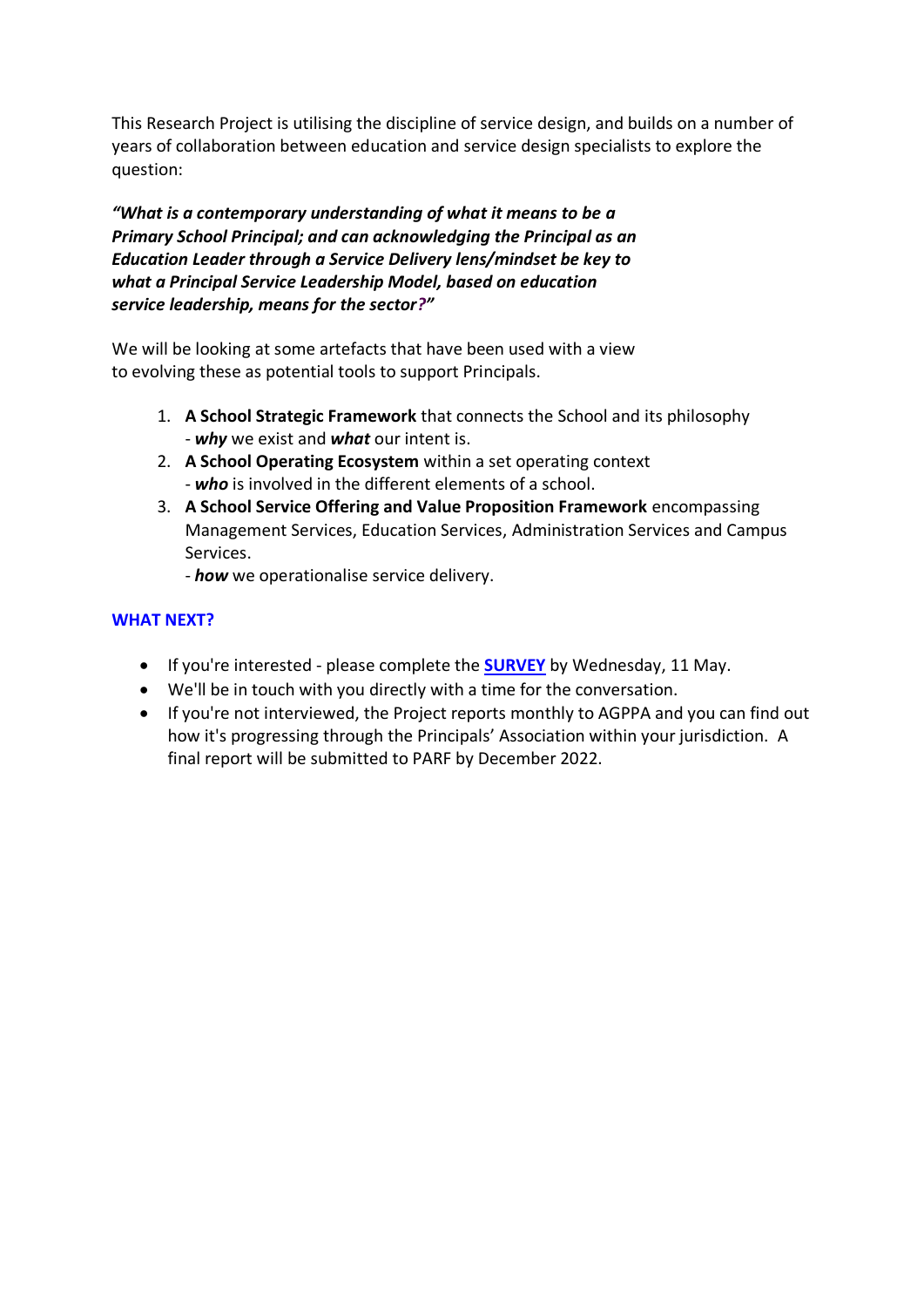This Research Project is utilising the discipline of service design, and builds on a number of years of collaboration between education and service design specialists to explore the question:

***"What is a contemporary understanding of what it means to be a Primary School Principal; and can acknowledging the Principal as an Education Leader through a Service Delivery lens/mindset be key to what a Principal Service Leadership Model, based on education service leadership, means for the sector?"***

We will be looking at some artefacts that have been used with a view to evolving these as potential tools to support Principals.

1. **A School Strategic Framework** that connects the School and its philosophy
   - ***why*** we exist and ***what*** our intent is.
2. **A School Operating Ecosystem** within a set operating context
   - ***who*** is involved in the different elements of a school.
3. **A School Service Offering and Value Proposition Framework** encompassing Management Services, Education Services, Administration Services and Campus Services.
   - ***how*** we operationalise service delivery.

**WHAT NEXT?**

- If you're interested - please complete the **SURVEY** by Wednesday, 11 May.
- We'll be in touch with you directly with a time for the conversation.
- If you're not interviewed, the Project reports monthly to AGPPA and you can find out how it's progressing through the Principals' Association within your jurisdiction. A final report will be submitted to PARF by December 2022.